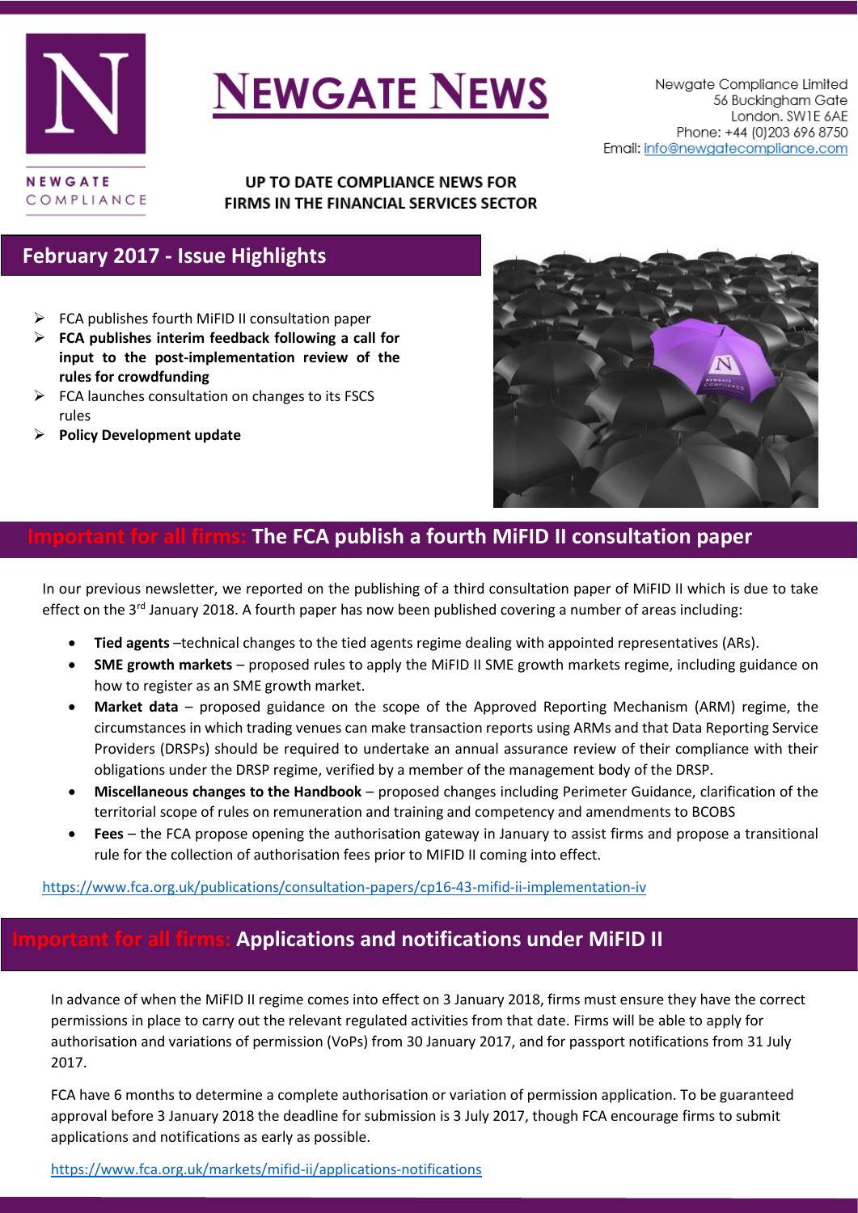# NEWGATE NEWS

NEWGATE COMPLIANCE

Newgate Compliance Limited
56 Buckingham Gate
London. SW1E 6AE
Phone: +44 (0)203 696 8750
Email: info@newgatecompliance.com

**UP TO DATE COMPLIANCE NEWS FOR FIRMS IN THE FINANCIAL SERVICES SECTOR**

## February 2017 - Issue Highlights

- FCA publishes fourth MiFID II consultation paper
- **FCA publishes interim feedback following a call for input to the post-implementation review of the rules for crowdfunding**
- FCA launches consultation on changes to its FSCS rules
- **Policy Development update**

## Important for all firms: The FCA publish a fourth MiFID II consultation paper

In our previous newsletter, we reported on the publishing of a third consultation paper of MiFID II which is due to take effect on the 3rd January 2018. A fourth paper has now been published covering a number of areas including:

- **Tied agents** –technical changes to the tied agents regime dealing with appointed representatives (ARs).
- **SME growth markets** – proposed rules to apply the MiFID II SME growth markets regime, including guidance on how to register as an SME growth market.
- **Market data** – proposed guidance on the scope of the Approved Reporting Mechanism (ARM) regime, the circumstances in which trading venues can make transaction reports using ARMs and that Data Reporting Service Providers (DRSPs) should be required to undertake an annual assurance review of their compliance with their obligations under the DRSP regime, verified by a member of the management body of the DRSP.
- **Miscellaneous changes to the Handbook** – proposed changes including Perimeter Guidance, clarification of the territorial scope of rules on remuneration and training and competency and amendments to BCOBS
- **Fees** – the FCA propose opening the authorisation gateway in January to assist firms and propose a transitional rule for the collection of authorisation fees prior to MIFID II coming into effect.

https://www.fca.org.uk/publications/consultation-papers/cp16-43-mifid-ii-implementation-iv

## Important for all firms: Applications and notifications under MiFID II

In advance of when the MiFID II regime comes into effect on 3 January 2018, firms must ensure they have the correct permissions in place to carry out the relevant regulated activities from that date. Firms will be able to apply for authorisation and variations of permission (VoPs) from 30 January 2017, and for passport notifications from 31 July 2017.

FCA have 6 months to determine a complete authorisation or variation of permission application. To be guaranteed approval before 3 January 2018 the deadline for submission is 3 July 2017, though FCA encourage firms to submit applications and notifications as early as possible.

https://www.fca.org.uk/markets/mifid-ii/applications-notifications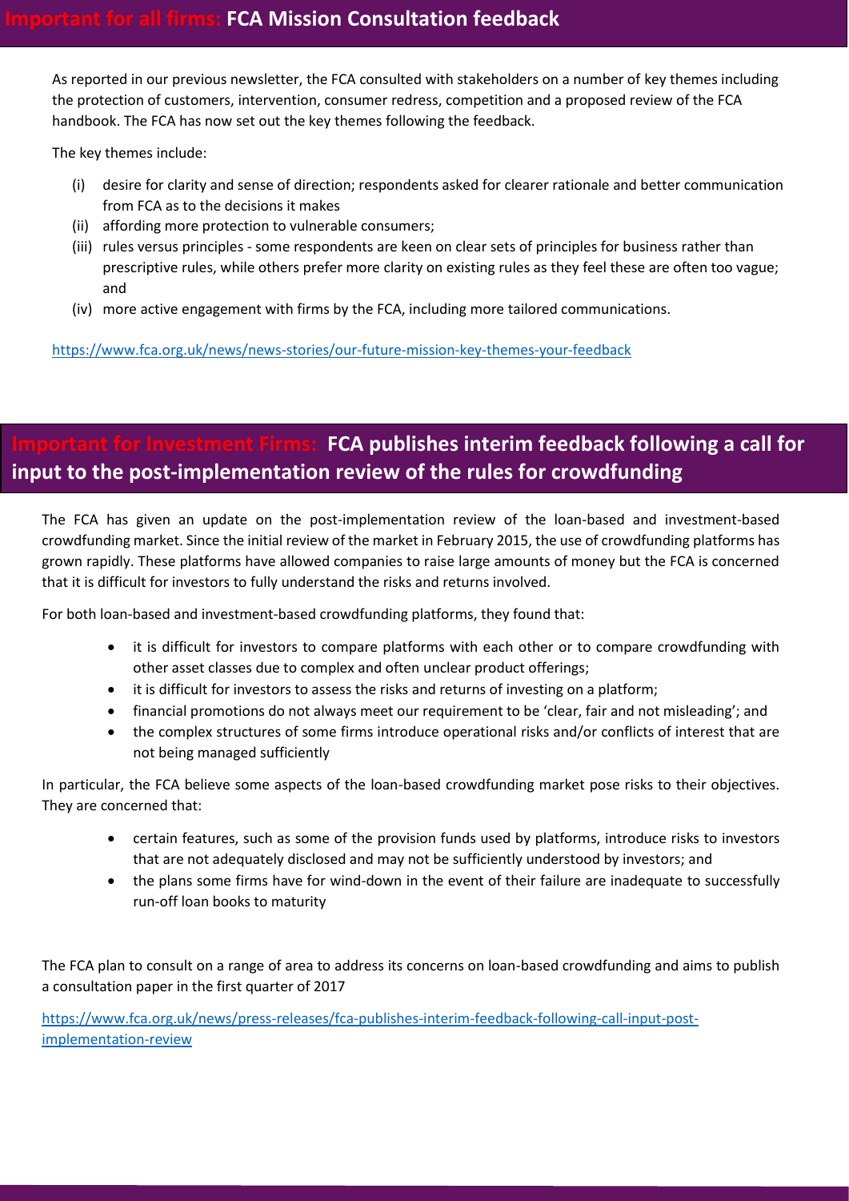## Important for all firms: FCA Mission Consultation feedback

As reported in our previous newsletter, the FCA consulted with stakeholders on a number of key themes including the protection of customers, intervention, consumer redress, competition and a proposed review of the FCA handbook. The FCA has now set out the key themes following the feedback.

The key themes include:

(i) desire for clarity and sense of direction; respondents asked for clearer rationale and better communication from FCA as to the decisions it makes

(ii) affording more protection to vulnerable consumers;

(iii) rules versus principles - some respondents are keen on clear sets of principles for business rather than prescriptive rules, while others prefer more clarity on existing rules as they feel these are often too vague; and

(iv) more active engagement with firms by the FCA, including more tailored communications.

https://www.fca.org.uk/news/news-stories/our-future-mission-key-themes-your-feedback

## Important for Investment Firms: FCA publishes interim feedback following a call for input to the post-implementation review of the rules for crowdfunding

The FCA has given an update on the post-implementation review of the loan-based and investment-based crowdfunding market. Since the initial review of the market in February 2015, the use of crowdfunding platforms has grown rapidly. These platforms have allowed companies to raise large amounts of money but the FCA is concerned that it is difficult for investors to fully understand the risks and returns involved.

For both loan-based and investment-based crowdfunding platforms, they found that:

- it is difficult for investors to compare platforms with each other or to compare crowdfunding with other asset classes due to complex and often unclear product offerings;
- it is difficult for investors to assess the risks and returns of investing on a platform;
- financial promotions do not always meet our requirement to be 'clear, fair and not misleading'; and
- the complex structures of some firms introduce operational risks and/or conflicts of interest that are not being managed sufficiently

In particular, the FCA believe some aspects of the loan-based crowdfunding market pose risks to their objectives. They are concerned that:

- certain features, such as some of the provision funds used by platforms, introduce risks to investors that are not adequately disclosed and may not be sufficiently understood by investors; and
- the plans some firms have for wind-down in the event of their failure are inadequate to successfully run-off loan books to maturity

The FCA plan to consult on a range of area to address its concerns on loan-based crowdfunding and aims to publish a consultation paper in the first quarter of 2017

https://www.fca.org.uk/news/press-releases/fca-publishes-interim-feedback-following-call-input-post-implementation-review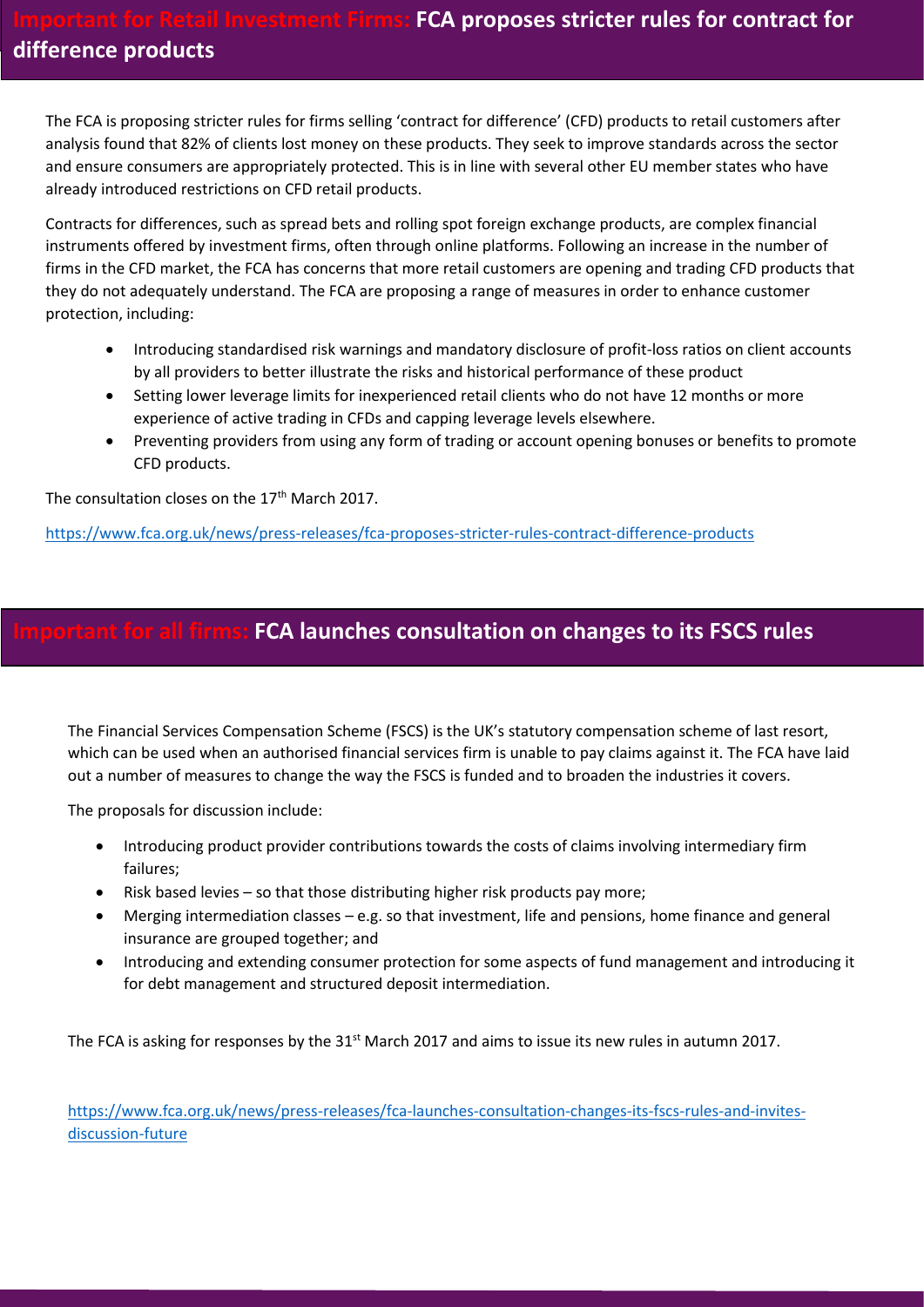## Important for Retail Investment Firms: FCA proposes stricter rules for contract for difference products

The FCA is proposing stricter rules for firms selling 'contract for difference' (CFD) products to retail customers after analysis found that 82% of clients lost money on these products. They seek to improve standards across the sector and ensure consumers are appropriately protected. This is in line with several other EU member states who have already introduced restrictions on CFD retail products.

Contracts for differences, such as spread bets and rolling spot foreign exchange products, are complex financial instruments offered by investment firms, often through online platforms. Following an increase in the number of firms in the CFD market, the FCA has concerns that more retail customers are opening and trading CFD products that they do not adequately understand. The FCA are proposing a range of measures in order to enhance customer protection, including:

- Introducing standardised risk warnings and mandatory disclosure of profit-loss ratios on client accounts by all providers to better illustrate the risks and historical performance of these product
- Setting lower leverage limits for inexperienced retail clients who do not have 12 months or more experience of active trading in CFDs and capping leverage levels elsewhere.
- Preventing providers from using any form of trading or account opening bonuses or benefits to promote CFD products.

The consultation closes on the 17th March 2017.

https://www.fca.org.uk/news/press-releases/fca-proposes-stricter-rules-contract-difference-products

## Important for all firms: FCA launches consultation on changes to its FSCS rules

The Financial Services Compensation Scheme (FSCS) is the UK's statutory compensation scheme of last resort, which can be used when an authorised financial services firm is unable to pay claims against it. The FCA have laid out a number of measures to change the way the FSCS is funded and to broaden the industries it covers.

The proposals for discussion include:

- Introducing product provider contributions towards the costs of claims involving intermediary firm failures;
- Risk based levies – so that those distributing higher risk products pay more;
- Merging intermediation classes – e.g. so that investment, life and pensions, home finance and general insurance are grouped together; and
- Introducing and extending consumer protection for some aspects of fund management and introducing it for debt management and structured deposit intermediation.

The FCA is asking for responses by the 31st March 2017 and aims to issue its new rules in autumn 2017.

https://www.fca.org.uk/news/press-releases/fca-launches-consultation-changes-its-fscs-rules-and-invites-discussion-future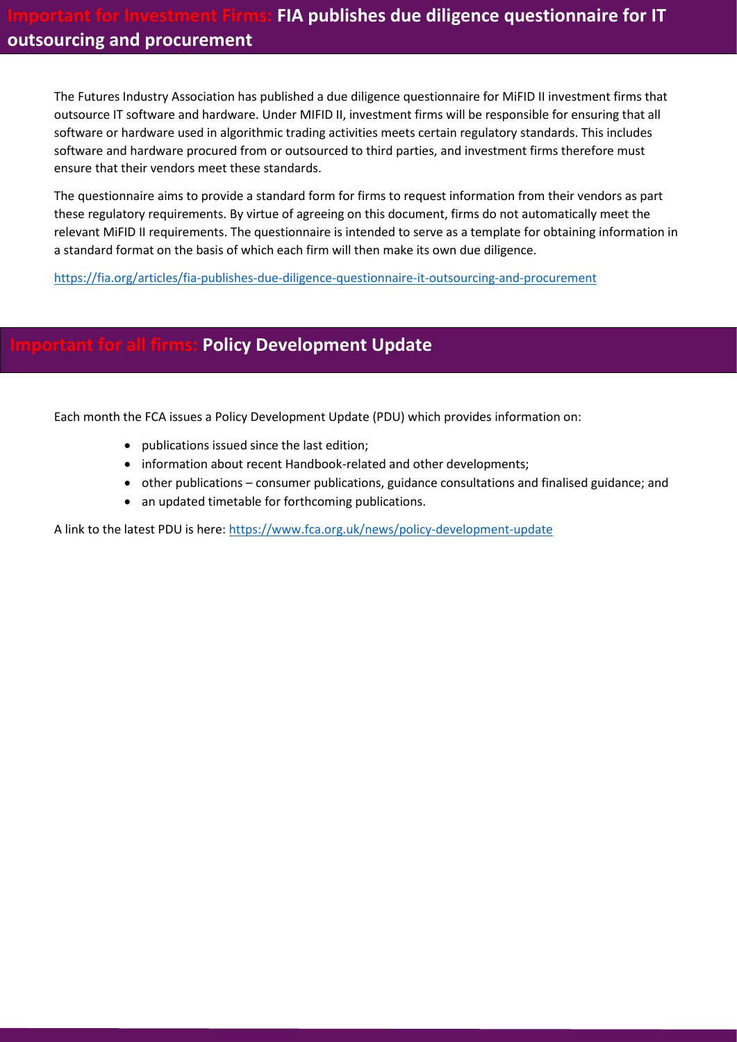## Important for Investment Firms: FIA publishes due diligence questionnaire for IT outsourcing and procurement

The Futures Industry Association has published a due diligence questionnaire for MiFID II investment firms that outsource IT software and hardware. Under MIFID II, investment firms will be responsible for ensuring that all software or hardware used in algorithmic trading activities meets certain regulatory standards. This includes software and hardware procured from or outsourced to third parties, and investment firms therefore must ensure that their vendors meet these standards.

The questionnaire aims to provide a standard form for firms to request information from their vendors as part these regulatory requirements. By virtue of agreeing on this document, firms do not automatically meet the relevant MiFID II requirements. The questionnaire is intended to serve as a template for obtaining information in a standard format on the basis of which each firm will then make its own due diligence.

https://fia.org/articles/fia-publishes-due-diligence-questionnaire-it-outsourcing-and-procurement

## Important for all firms: Policy Development Update

Each month the FCA issues a Policy Development Update (PDU) which provides information on:

- publications issued since the last edition;
- information about recent Handbook-related and other developments;
- other publications – consumer publications, guidance consultations and finalised guidance; and
- an updated timetable for forthcoming publications.

A link to the latest PDU is here: https://www.fca.org.uk/news/policy-development-update